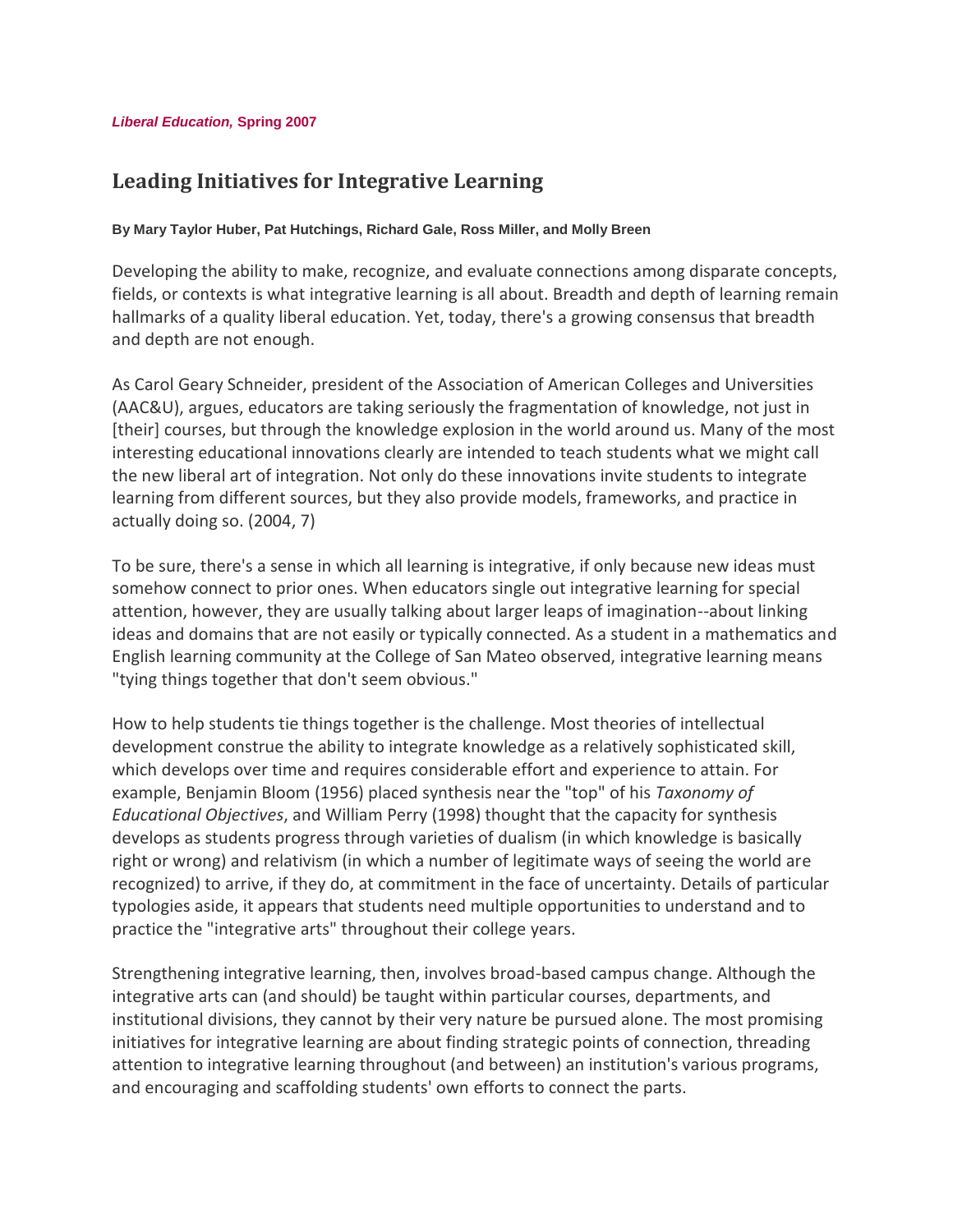*Liberal Education,* **Spring 2007**

# Leading Initiatives for Integrative Learning

**By Mary Taylor Huber, Pat Hutchings, Richard Gale, Ross Miller, and Molly Breen**

Developing the ability to make, recognize, and evaluate connections among disparate concepts, fields, or contexts is what integrative learning is all about. Breadth and depth of learning remain hallmarks of a quality liberal education. Yet, today, there's a growing consensus that breadth and depth are not enough.

As Carol Geary Schneider, president of the Association of American Colleges and Universities (AAC&U), argues, educators are taking seriously the fragmentation of knowledge, not just in [their] courses, but through the knowledge explosion in the world around us. Many of the most interesting educational innovations clearly are intended to teach students what we might call the new liberal art of integration. Not only do these innovations invite students to integrate learning from different sources, but they also provide models, frameworks, and practice in actually doing so. (2004, 7)

To be sure, there's a sense in which all learning is integrative, if only because new ideas must somehow connect to prior ones. When educators single out integrative learning for special attention, however, they are usually talking about larger leaps of imagination--about linking ideas and domains that are not easily or typically connected. As a student in a mathematics and English learning community at the College of San Mateo observed, integrative learning means "tying things together that don't seem obvious."

How to help students tie things together is the challenge. Most theories of intellectual development construe the ability to integrate knowledge as a relatively sophisticated skill, which develops over time and requires considerable effort and experience to attain. For example, Benjamin Bloom (1956) placed synthesis near the "top" of his *Taxonomy of Educational Objectives*, and William Perry (1998) thought that the capacity for synthesis develops as students progress through varieties of dualism (in which knowledge is basically right or wrong) and relativism (in which a number of legitimate ways of seeing the world are recognized) to arrive, if they do, at commitment in the face of uncertainty. Details of particular typologies aside, it appears that students need multiple opportunities to understand and to practice the "integrative arts" throughout their college years.

Strengthening integrative learning, then, involves broad-based campus change. Although the integrative arts can (and should) be taught within particular courses, departments, and institutional divisions, they cannot by their very nature be pursued alone. The most promising initiatives for integrative learning are about finding strategic points of connection, threading attention to integrative learning throughout (and between) an institution's various programs, and encouraging and scaffolding students' own efforts to connect the parts.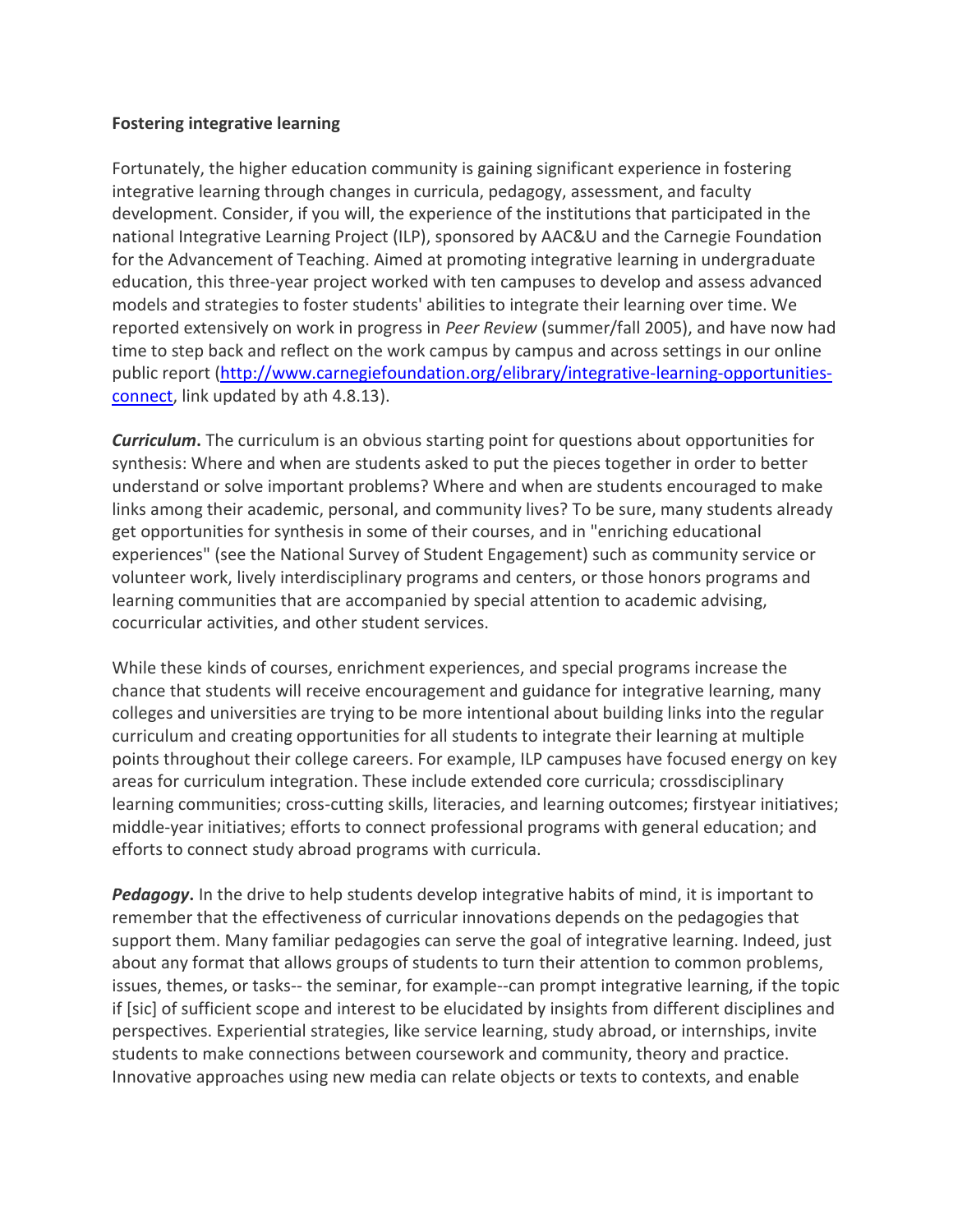**Fostering integrative learning**

Fortunately, the higher education community is gaining significant experience in fostering integrative learning through changes in curricula, pedagogy, assessment, and faculty development. Consider, if you will, the experience of the institutions that participated in the national Integrative Learning Project (ILP), sponsored by AAC&U and the Carnegie Foundation for the Advancement of Teaching. Aimed at promoting integrative learning in undergraduate education, this three-year project worked with ten campuses to develop and assess advanced models and strategies to foster students' abilities to integrate their learning over time. We reported extensively on work in progress in *Peer Review* (summer/fall 2005), and have now had time to step back and reflect on the work campus by campus and across settings in our online public report ([http://www.carnegiefoundation.org/elibrary/integrative-learning-opportunities-connect](http://www.carnegiefoundation.org/elibrary/integrative-learning-opportunities-connect), link updated by ath 4.8.13).

***Curriculum*.** The curriculum is an obvious starting point for questions about opportunities for synthesis: Where and when are students asked to put the pieces together in order to better understand or solve important problems? Where and when are students encouraged to make links among their academic, personal, and community lives? To be sure, many students already get opportunities for synthesis in some of their courses, and in "enriching educational experiences" (see the National Survey of Student Engagement) such as community service or volunteer work, lively interdisciplinary programs and centers, or those honors programs and learning communities that are accompanied by special attention to academic advising, cocurricular activities, and other student services.

While these kinds of courses, enrichment experiences, and special programs increase the chance that students will receive encouragement and guidance for integrative learning, many colleges and universities are trying to be more intentional about building links into the regular curriculum and creating opportunities for all students to integrate their learning at multiple points throughout their college careers. For example, ILP campuses have focused energy on key areas for curriculum integration. These include extended core curricula; crossdisciplinary learning communities; cross-cutting skills, literacies, and learning outcomes; firstyear initiatives; middle-year initiatives; efforts to connect professional programs with general education; and efforts to connect study abroad programs with curricula.

***Pedagogy*.** In the drive to help students develop integrative habits of mind, it is important to remember that the effectiveness of curricular innovations depends on the pedagogies that support them. Many familiar pedagogies can serve the goal of integrative learning. Indeed, just about any format that allows groups of students to turn their attention to common problems, issues, themes, or tasks-- the seminar, for example--can prompt integrative learning, if the topic if [sic] of sufficient scope and interest to be elucidated by insights from different disciplines and perspectives. Experiential strategies, like service learning, study abroad, or internships, invite students to make connections between coursework and community, theory and practice. Innovative approaches using new media can relate objects or texts to contexts, and enable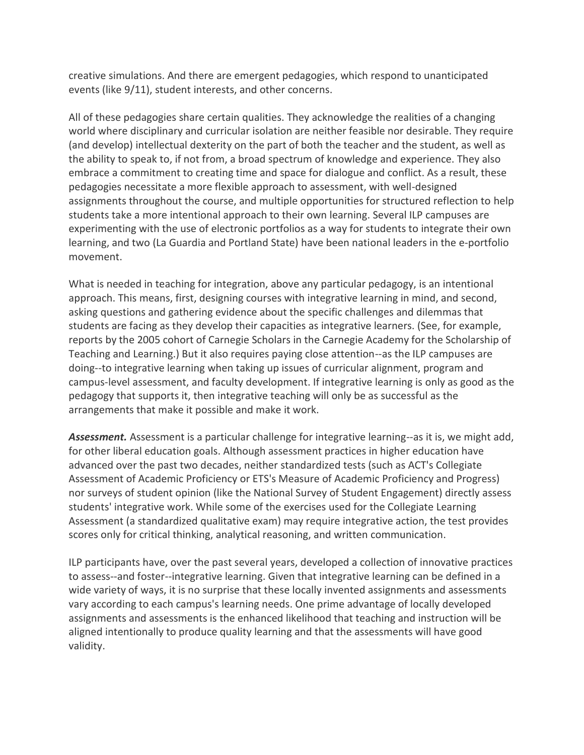creative simulations. And there are emergent pedagogies, which respond to unanticipated events (like 9/11), student interests, and other concerns.

All of these pedagogies share certain qualities. They acknowledge the realities of a changing world where disciplinary and curricular isolation are neither feasible nor desirable. They require (and develop) intellectual dexterity on the part of both the teacher and the student, as well as the ability to speak to, if not from, a broad spectrum of knowledge and experience. They also embrace a commitment to creating time and space for dialogue and conflict. As a result, these pedagogies necessitate a more flexible approach to assessment, with well-designed assignments throughout the course, and multiple opportunities for structured reflection to help students take a more intentional approach to their own learning. Several ILP campuses are experimenting with the use of electronic portfolios as a way for students to integrate their own learning, and two (La Guardia and Portland State) have been national leaders in the e-portfolio movement.

What is needed in teaching for integration, above any particular pedagogy, is an intentional approach. This means, first, designing courses with integrative learning in mind, and second, asking questions and gathering evidence about the specific challenges and dilemmas that students are facing as they develop their capacities as integrative learners. (See, for example, reports by the 2005 cohort of Carnegie Scholars in the Carnegie Academy for the Scholarship of Teaching and Learning.) But it also requires paying close attention--as the ILP campuses are doing--to integrative learning when taking up issues of curricular alignment, program and campus-level assessment, and faculty development. If integrative learning is only as good as the pedagogy that supports it, then integrative teaching will only be as successful as the arrangements that make it possible and make it work.

***Assessment.*** Assessment is a particular challenge for integrative learning--as it is, we might add, for other liberal education goals. Although assessment practices in higher education have advanced over the past two decades, neither standardized tests (such as ACT's Collegiate Assessment of Academic Proficiency or ETS's Measure of Academic Proficiency and Progress) nor surveys of student opinion (like the National Survey of Student Engagement) directly assess students' integrative work. While some of the exercises used for the Collegiate Learning Assessment (a standardized qualitative exam) may require integrative action, the test provides scores only for critical thinking, analytical reasoning, and written communication.

ILP participants have, over the past several years, developed a collection of innovative practices to assess--and foster--integrative learning. Given that integrative learning can be defined in a wide variety of ways, it is no surprise that these locally invented assignments and assessments vary according to each campus's learning needs. One prime advantage of locally developed assignments and assessments is the enhanced likelihood that teaching and instruction will be aligned intentionally to produce quality learning and that the assessments will have good validity.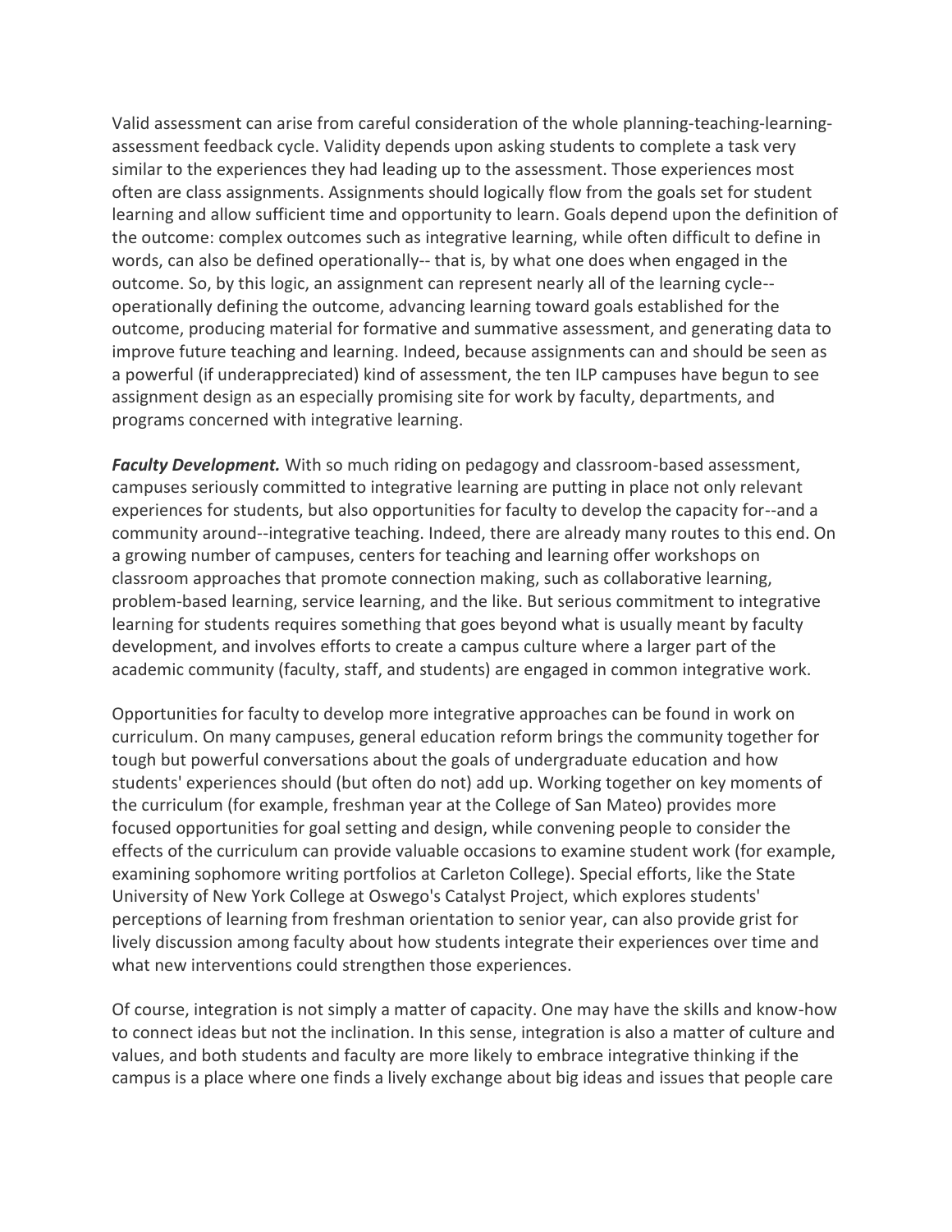Valid assessment can arise from careful consideration of the whole planning-teaching-learning-assessment feedback cycle. Validity depends upon asking students to complete a task very similar to the experiences they had leading up to the assessment. Those experiences most often are class assignments. Assignments should logically flow from the goals set for student learning and allow sufficient time and opportunity to learn. Goals depend upon the definition of the outcome: complex outcomes such as integrative learning, while often difficult to define in words, can also be defined operationally-- that is, by what one does when engaged in the outcome. So, by this logic, an assignment can represent nearly all of the learning cycle--operationally defining the outcome, advancing learning toward goals established for the outcome, producing material for formative and summative assessment, and generating data to improve future teaching and learning. Indeed, because assignments can and should be seen as a powerful (if underappreciated) kind of assessment, the ten ILP campuses have begun to see assignment design as an especially promising site for work by faculty, departments, and programs concerned with integrative learning.

***Faculty Development.*** With so much riding on pedagogy and classroom-based assessment, campuses seriously committed to integrative learning are putting in place not only relevant experiences for students, but also opportunities for faculty to develop the capacity for--and a community around--integrative teaching. Indeed, there are already many routes to this end. On a growing number of campuses, centers for teaching and learning offer workshops on classroom approaches that promote connection making, such as collaborative learning, problem-based learning, service learning, and the like. But serious commitment to integrative learning for students requires something that goes beyond what is usually meant by faculty development, and involves efforts to create a campus culture where a larger part of the academic community (faculty, staff, and students) are engaged in common integrative work.

Opportunities for faculty to develop more integrative approaches can be found in work on curriculum. On many campuses, general education reform brings the community together for tough but powerful conversations about the goals of undergraduate education and how students' experiences should (but often do not) add up. Working together on key moments of the curriculum (for example, freshman year at the College of San Mateo) provides more focused opportunities for goal setting and design, while convening people to consider the effects of the curriculum can provide valuable occasions to examine student work (for example, examining sophomore writing portfolios at Carleton College). Special efforts, like the State University of New York College at Oswego's Catalyst Project, which explores students' perceptions of learning from freshman orientation to senior year, can also provide grist for lively discussion among faculty about how students integrate their experiences over time and what new interventions could strengthen those experiences.

Of course, integration is not simply a matter of capacity. One may have the skills and know-how to connect ideas but not the inclination. In this sense, integration is also a matter of culture and values, and both students and faculty are more likely to embrace integrative thinking if the campus is a place where one finds a lively exchange about big ideas and issues that people care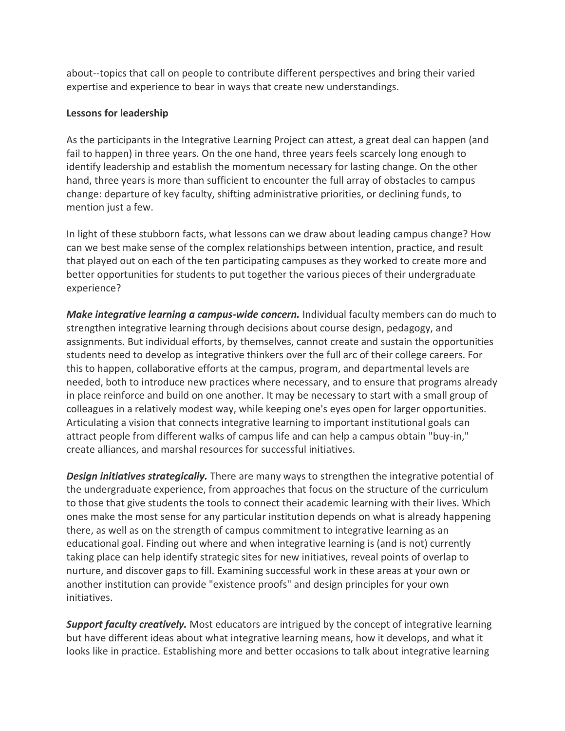about--topics that call on people to contribute different perspectives and bring their varied expertise and experience to bear in ways that create new understandings.

**Lessons for leadership**

As the participants in the Integrative Learning Project can attest, a great deal can happen (and fail to happen) in three years. On the one hand, three years feels scarcely long enough to identify leadership and establish the momentum necessary for lasting change. On the other hand, three years is more than sufficient to encounter the full array of obstacles to campus change: departure of key faculty, shifting administrative priorities, or declining funds, to mention just a few.

In light of these stubborn facts, what lessons can we draw about leading campus change? How can we best make sense of the complex relationships between intention, practice, and result that played out on each of the ten participating campuses as they worked to create more and better opportunities for students to put together the various pieces of their undergraduate experience?

***Make integrative learning a campus-wide concern.*** Individual faculty members can do much to strengthen integrative learning through decisions about course design, pedagogy, and assignments. But individual efforts, by themselves, cannot create and sustain the opportunities students need to develop as integrative thinkers over the full arc of their college careers. For this to happen, collaborative efforts at the campus, program, and departmental levels are needed, both to introduce new practices where necessary, and to ensure that programs already in place reinforce and build on one another. It may be necessary to start with a small group of colleagues in a relatively modest way, while keeping one's eyes open for larger opportunities. Articulating a vision that connects integrative learning to important institutional goals can attract people from different walks of campus life and can help a campus obtain "buy-in," create alliances, and marshal resources for successful initiatives.

***Design initiatives strategically.*** There are many ways to strengthen the integrative potential of the undergraduate experience, from approaches that focus on the structure of the curriculum to those that give students the tools to connect their academic learning with their lives. Which ones make the most sense for any particular institution depends on what is already happening there, as well as on the strength of campus commitment to integrative learning as an educational goal. Finding out where and when integrative learning is (and is not) currently taking place can help identify strategic sites for new initiatives, reveal points of overlap to nurture, and discover gaps to fill. Examining successful work in these areas at your own or another institution can provide "existence proofs" and design principles for your own initiatives.

***Support faculty creatively.*** Most educators are intrigued by the concept of integrative learning but have different ideas about what integrative learning means, how it develops, and what it looks like in practice. Establishing more and better occasions to talk about integrative learning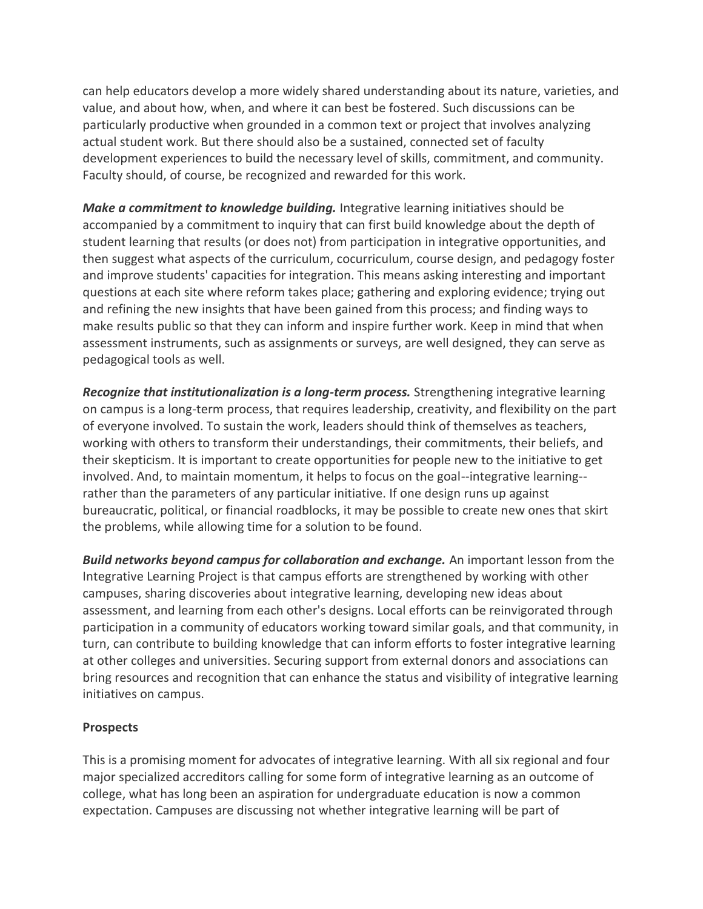can help educators develop a more widely shared understanding about its nature, varieties, and value, and about how, when, and where it can best be fostered. Such discussions can be particularly productive when grounded in a common text or project that involves analyzing actual student work. But there should also be a sustained, connected set of faculty development experiences to build the necessary level of skills, commitment, and community. Faculty should, of course, be recognized and rewarded for this work.

***Make a commitment to knowledge building.*** Integrative learning initiatives should be accompanied by a commitment to inquiry that can first build knowledge about the depth of student learning that results (or does not) from participation in integrative opportunities, and then suggest what aspects of the curriculum, cocurriculum, course design, and pedagogy foster and improve students' capacities for integration. This means asking interesting and important questions at each site where reform takes place; gathering and exploring evidence; trying out and refining the new insights that have been gained from this process; and finding ways to make results public so that they can inform and inspire further work. Keep in mind that when assessment instruments, such as assignments or surveys, are well designed, they can serve as pedagogical tools as well.

***Recognize that institutionalization is a long-term process.*** Strengthening integrative learning on campus is a long-term process, that requires leadership, creativity, and flexibility on the part of everyone involved. To sustain the work, leaders should think of themselves as teachers, working with others to transform their understandings, their commitments, their beliefs, and their skepticism. It is important to create opportunities for people new to the initiative to get involved. And, to maintain momentum, it helps to focus on the goal--integrative learning--rather than the parameters of any particular initiative. If one design runs up against bureaucratic, political, or financial roadblocks, it may be possible to create new ones that skirt the problems, while allowing time for a solution to be found.

***Build networks beyond campus for collaboration and exchange.*** An important lesson from the Integrative Learning Project is that campus efforts are strengthened by working with other campuses, sharing discoveries about integrative learning, developing new ideas about assessment, and learning from each other's designs. Local efforts can be reinvigorated through participation in a community of educators working toward similar goals, and that community, in turn, can contribute to building knowledge that can inform efforts to foster integrative learning at other colleges and universities. Securing support from external donors and associations can bring resources and recognition that can enhance the status and visibility of integrative learning initiatives on campus.

**Prospects**

This is a promising moment for advocates of integrative learning. With all six regional and four major specialized accreditors calling for some form of integrative learning as an outcome of college, what has long been an aspiration for undergraduate education is now a common expectation. Campuses are discussing not whether integrative learning will be part of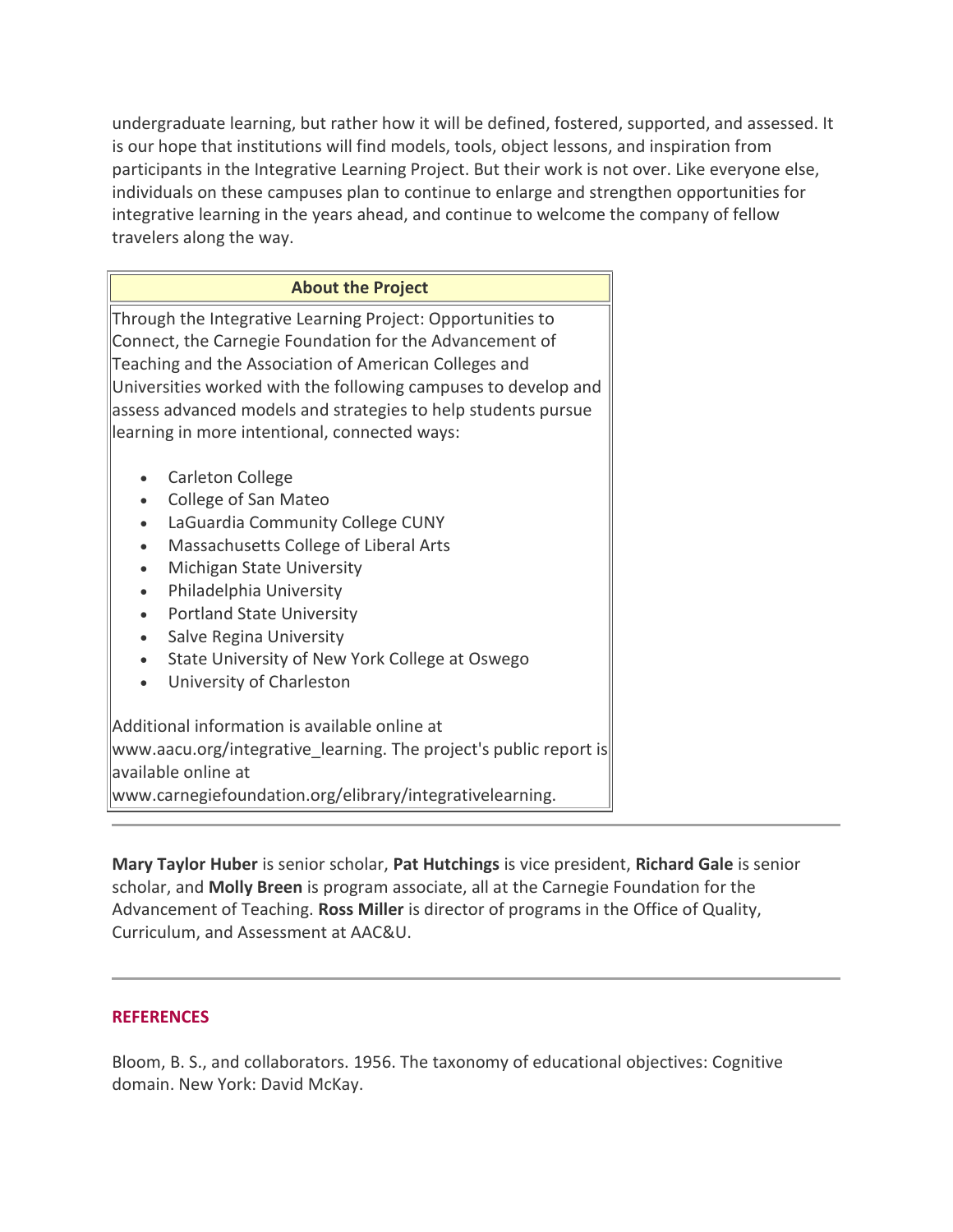undergraduate learning, but rather how it will be defined, fostered, supported, and assessed. It is our hope that institutions will find models, tools, object lessons, and inspiration from participants in the Integrative Learning Project. But their work is not over. Like everyone else, individuals on these campuses plan to continue to enlarge and strengthen opportunities for integrative learning in the years ahead, and continue to welcome the company of fellow travelers along the way.

| About the Project |
| --- |
| Through the Integrative Learning Project: Opportunities to Connect, the Carnegie Foundation for the Advancement of Teaching and the Association of American Colleges and Universities worked with the following campuses to develop and assess advanced models and strategies to help students pursue learning in more intentional, connected ways:<br><br>• Carleton College<br>• College of San Mateo<br>• LaGuardia Community College CUNY<br>• Massachusetts College of Liberal Arts<br>• Michigan State University<br>• Philadelphia University<br>• Portland State University<br>• Salve Regina University<br>• State University of New York College at Oswego<br>• University of Charleston<br><br>Additional information is available online at www.aacu.org/integrative_learning. The project's public report is available online at www.carnegiefoundation.org/elibrary/integrativelearning. |

---

**Mary Taylor Huber** is senior scholar, **Pat Hutchings** is vice president, **Richard Gale** is senior scholar, and **Molly Breen** is program associate, all at the Carnegie Foundation for the Advancement of Teaching. **Ross Miller** is director of programs in the Office of Quality, Curriculum, and Assessment at AAC&U.

---

## REFERENCES

Bloom, B. S., and collaborators. 1956. The taxonomy of educational objectives: Cognitive domain. New York: David McKay.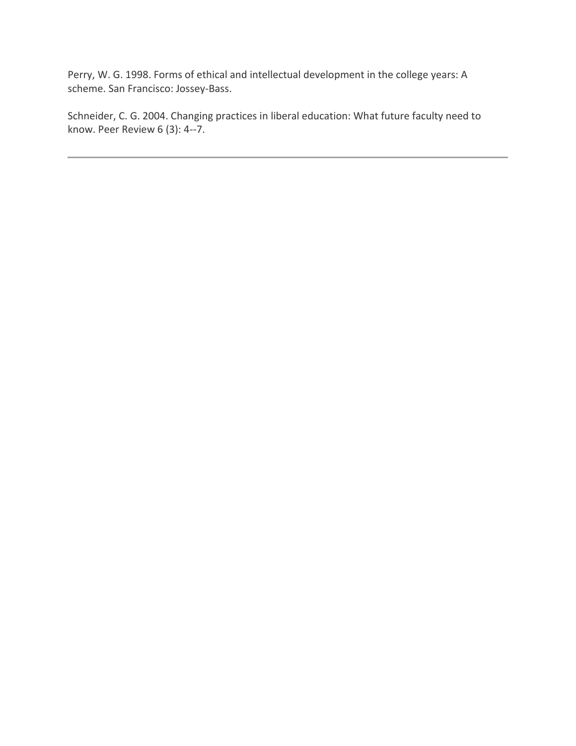Perry, W. G. 1998. Forms of ethical and intellectual development in the college years: A scheme. San Francisco: Jossey-Bass.

Schneider, C. G. 2004. Changing practices in liberal education: What future faculty need to know. Peer Review 6 (3): 4--7.

---